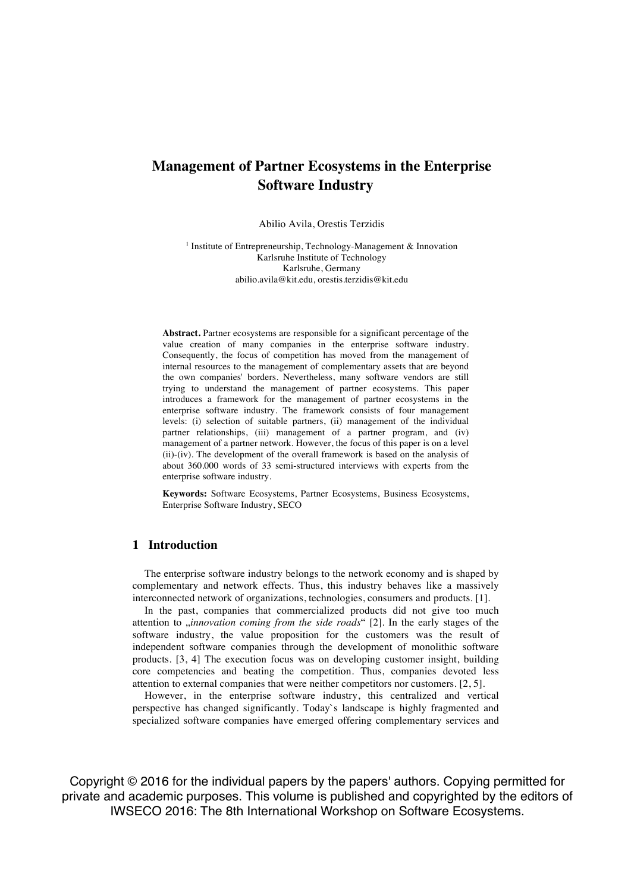# Management of Partner Ecosystems in the Enterprise Software Industry

Abilio Avila, Orestis Terzidis

[1] Institute of Entrepreneurship, Technology-Management & Innovation
Karlsruhe Institute of Technology
Karlsruhe, Germany
abilio.avila@kit.edu, orestis.terzidis@kit.edu

**Abstract.** Partner ecosystems are responsible for a significant percentage of the value creation of many companies in the enterprise software industry. Consequently, the focus of competition has moved from the management of internal resources to the management of complementary assets that are beyond the own companies' borders. Nevertheless, many software vendors are still trying to understand the management of partner ecosystems. This paper introduces a framework for the management of partner ecosystems in the enterprise software industry. The framework consists of four management levels: (i) selection of suitable partners, (ii) management of the individual partner relationships, (iii) management of a partner program, and (iv) management of a partner network. However, the focus of this paper is on a level (ii)-(iv). The development of the overall framework is based on the analysis of about 360.000 words of 33 semi-structured interviews with experts from the enterprise software industry.

**Keywords:** Software Ecosystems, Partner Ecosystems, Business Ecosystems, Enterprise Software Industry, SECO

## 1 Introduction

The enterprise software industry belongs to the network economy and is shaped by complementary and network effects. Thus, this industry behaves like a massively interconnected network of organizations, technologies, consumers and products. [1].

In the past, companies that commercialized products did not give too much attention to „*innovation coming from the side roads*" [2]. In the early stages of the software industry, the value proposition for the customers was the result of independent software companies through the development of monolithic software products. [3, 4] The execution focus was on developing customer insight, building core competencies and beating the competition. Thus, companies devoted less attention to external companies that were neither competitors nor customers. [2, 5].

However, in the enterprise software industry, this centralized and vertical perspective has changed significantly. Today`s landscape is highly fragmented and specialized software companies have emerged offering complementary services and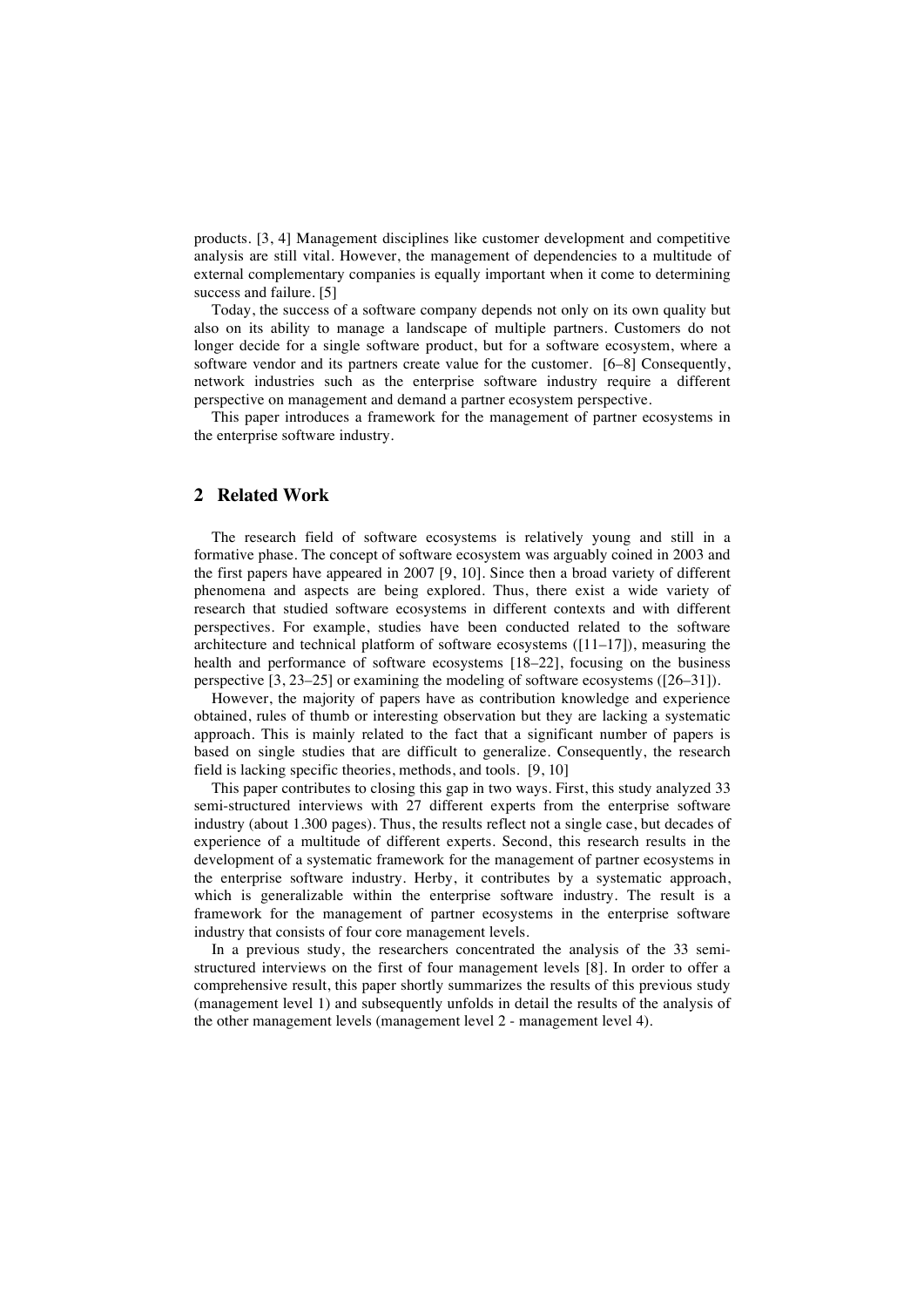products. [3, 4] Management disciplines like customer development and competitive analysis are still vital. However, the management of dependencies to a multitude of external complementary companies is equally important when it come to determining success and failure. [5]

Today, the success of a software company depends not only on its own quality but also on its ability to manage a landscape of multiple partners. Customers do not longer decide for a single software product, but for a software ecosystem, where a software vendor and its partners create value for the customer. [6–8] Consequently, network industries such as the enterprise software industry require a different perspective on management and demand a partner ecosystem perspective.

This paper introduces a framework for the management of partner ecosystems in the enterprise software industry.

## 2 Related Work

The research field of software ecosystems is relatively young and still in a formative phase. The concept of software ecosystem was arguably coined in 2003 and the first papers have appeared in 2007 [9, 10]. Since then a broad variety of different phenomena and aspects are being explored. Thus, there exist a wide variety of research that studied software ecosystems in different contexts and with different perspectives. For example, studies have been conducted related to the software architecture and technical platform of software ecosystems ([11–17]), measuring the health and performance of software ecosystems [18–22], focusing on the business perspective [3, 23–25] or examining the modeling of software ecosystems ([26–31]).

However, the majority of papers have as contribution knowledge and experience obtained, rules of thumb or interesting observation but they are lacking a systematic approach. This is mainly related to the fact that a significant number of papers is based on single studies that are difficult to generalize. Consequently, the research field is lacking specific theories, methods, and tools. [9, 10]

This paper contributes to closing this gap in two ways. First, this study analyzed 33 semi-structured interviews with 27 different experts from the enterprise software industry (about 1.300 pages). Thus, the results reflect not a single case, but decades of experience of a multitude of different experts. Second, this research results in the development of a systematic framework for the management of partner ecosystems in the enterprise software industry. Herby, it contributes by a systematic approach, which is generalizable within the enterprise software industry. The result is a framework for the management of partner ecosystems in the enterprise software industry that consists of four core management levels.

In a previous study, the researchers concentrated the analysis of the 33 semi-structured interviews on the first of four management levels [8]. In order to offer a comprehensive result, this paper shortly summarizes the results of this previous study (management level 1) and subsequently unfolds in detail the results of the analysis of the other management levels (management level 2 - management level 4).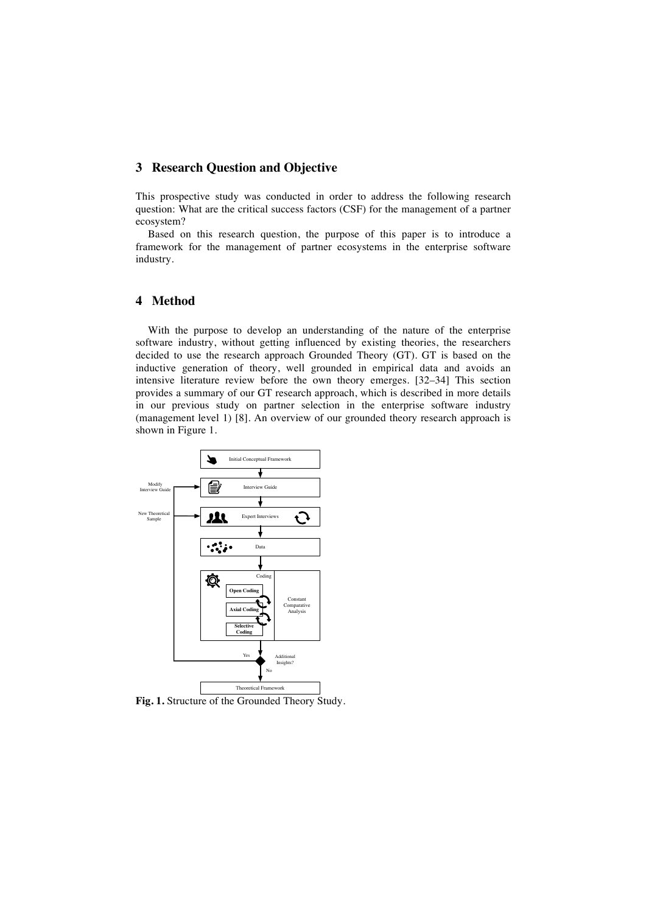## 3 Research Question and Objective

This prospective study was conducted in order to address the following research question: What are the critical success factors (CSF) for the management of a partner ecosystem?

Based on this research question, the purpose of this paper is to introduce a framework for the management of partner ecosystems in the enterprise software industry.

## 4 Method

With the purpose to develop an understanding of the nature of the enterprise software industry, without getting influenced by existing theories, the researchers decided to use the research approach Grounded Theory (GT). GT is based on the inductive generation of theory, well grounded in empirical data and avoids an intensive literature review before the own theory emerges. [32–34] This section provides a summary of our GT research approach, which is described in more details in our previous study on partner selection in the enterprise software industry (management level 1) [8]. An overview of our grounded theory research approach is shown in Figure 1.

**Fig. 1.** Structure of the Grounded Theory Study.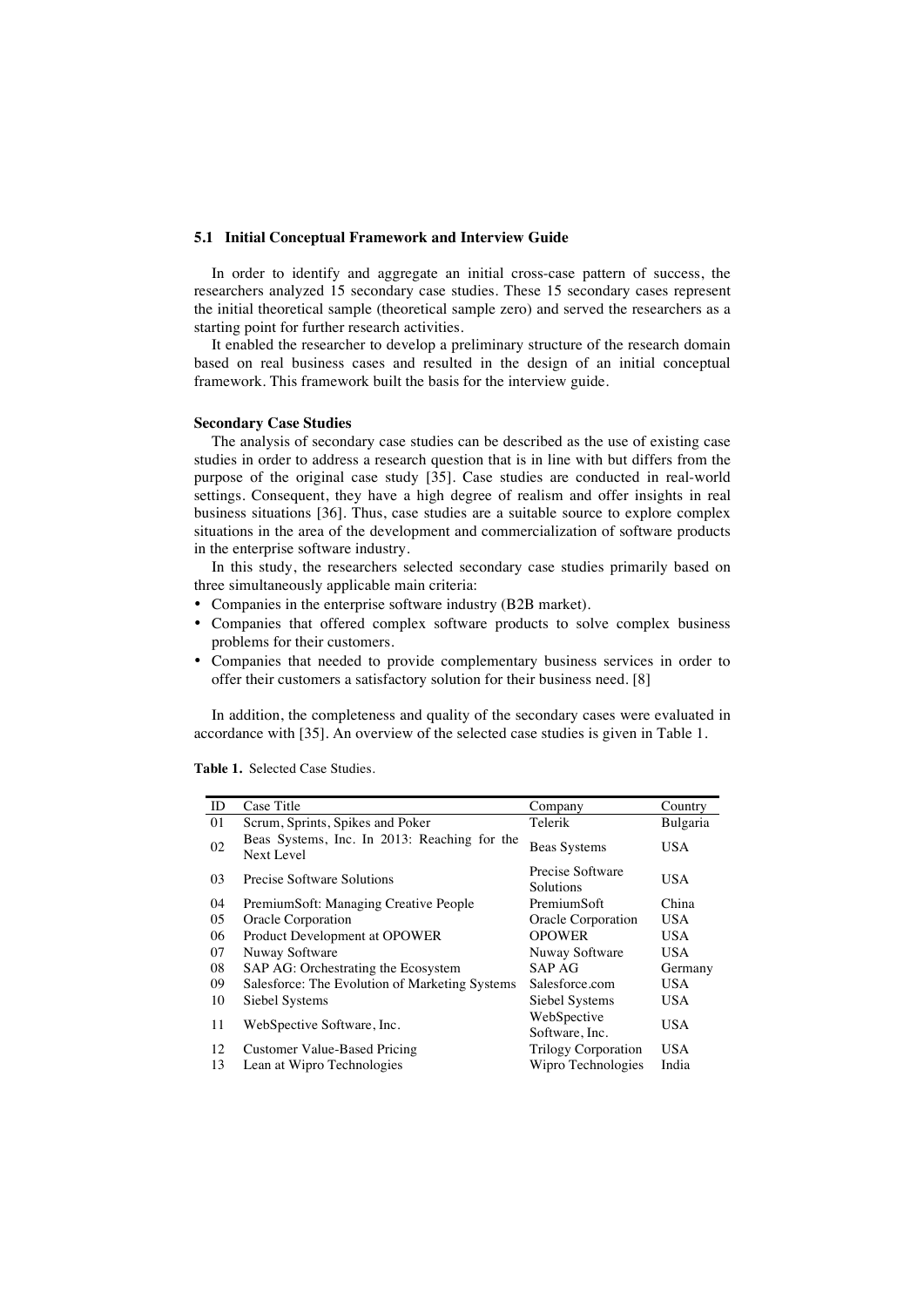### 5.1 Initial Conceptual Framework and Interview Guide

In order to identify and aggregate an initial cross-case pattern of success, the researchers analyzed 15 secondary case studies. These 15 secondary cases represent the initial theoretical sample (theoretical sample zero) and served the researchers as a starting point for further research activities.

It enabled the researcher to develop a preliminary structure of the research domain based on real business cases and resulted in the design of an initial conceptual framework. This framework built the basis for the interview guide.

**Secondary Case Studies**

The analysis of secondary case studies can be described as the use of existing case studies in order to address a research question that is in line with but differs from the purpose of the original case study [35]. Case studies are conducted in real-world settings. Consequent, they have a high degree of realism and offer insights in real business situations [36]. Thus, case studies are a suitable source to explore complex situations in the area of the development and commercialization of software products in the enterprise software industry.

In this study, the researchers selected secondary case studies primarily based on three simultaneously applicable main criteria:

- Companies in the enterprise software industry (B2B market).
- Companies that offered complex software products to solve complex business problems for their customers.
- Companies that needed to provide complementary business services in order to offer their customers a satisfactory solution for their business need. [8]

In addition, the completeness and quality of the secondary cases were evaluated in accordance with [35]. An overview of the selected case studies is given in Table 1.

**Table 1.** Selected Case Studies.

| ID | Case Title | Company | Country |
|---|---|---|---|
| 01 | Scrum, Sprints, Spikes and Poker | Telerik | Bulgaria |
| 02 | Beas Systems, Inc. In 2013: Reaching for the Next Level | Beas Systems | USA |
| 03 | Precise Software Solutions | Precise Software Solutions | USA |
| 04 | PremiumSoft: Managing Creative People | PremiumSoft | China |
| 05 | Oracle Corporation | Oracle Corporation | USA |
| 06 | Product Development at OPOWER | OPOWER | USA |
| 07 | Nuway Software | Nuway Software | USA |
| 08 | SAP AG: Orchestrating the Ecosystem | SAP AG | Germany |
| 09 | Salesforce: The Evolution of Marketing Systems | Salesforce.com | USA |
| 10 | Siebel Systems | Siebel Systems | USA |
| 11 | WebSpective Software, Inc. | WebSpective Software, Inc. | USA |
| 12 | Customer Value-Based Pricing | Trilogy Corporation | USA |
| 13 | Lean at Wipro Technologies | Wipro Technologies | India |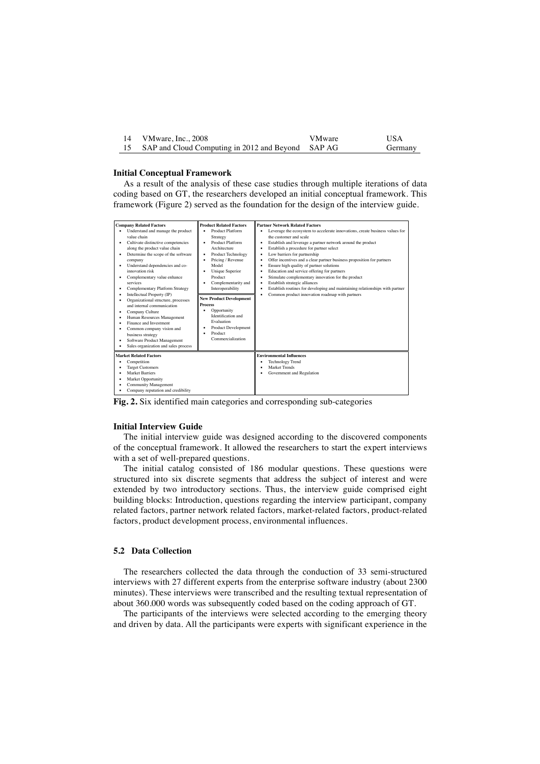| 14 | VMware, Inc., 2008 | VMware | USA |
|---|---|---|---|
| 15 | SAP and Cloud Computing in 2012 and Beyond | SAP AG | Germany |

#### Initial Conceptual Framework

As a result of the analysis of these case studies through multiple iterations of data coding based on GT, the researchers developed an initial conceptual framework. This framework (Figure 2) served as the foundation for the design of the interview guide.

| Company Related Factors | Product Related Factors | Partner Network Related Factors |
|---|---|---|
| • Understand and manage the product value chain<br>• Cultivate distinctive competencies along the product value chain<br>• Determine the scope of the software company<br>• Understand dependencies and co-innovation risk<br>• Complementary value enhance services<br>• Complementary Platform Strategy<br>• Intellectual Property (IP)<br>• Organizational structure, processes and internal communication<br>• Company Culture<br>• Human Resources Management<br>• Finance and Investment<br>• Common company vision and business strategy<br>• Software Product Management<br>• Sales organization and sales process | • Product Platform Strategy<br>• Product Platform Architecture<br>• Product Technology<br>• Pricing / Revenue Model<br>• Unique Superior Product<br>• Complementarity and Interoperability<br><br>**New Product Development Process**<br>• Opportunity Identification and Evaluation<br>• Product Development<br>• Product Commercialization | • Leverage the ecosystem to accelerate innovations, create business values for the customer and scale<br>• Establish and leverage a partner network around the product<br>• Establish a procedure for partner select<br>• Low barriers for partnership<br>• Offer incentives and a clear partner business proposition for partners<br>• Ensure high quality of partner solutions<br>• Education and service offering for partners<br>• Stimulate complementary innovation for the product<br>• Establish strategic alliances<br>• Establish routines for developing and maintaining relationships with partner<br>• Common product innovation roadmap with partners |
| **Market Related Factors** | | **Environmental Influences** |
| • Competition<br>• Target Customers<br>• Market Barriers<br>• Market Opportunity<br>• Community Management<br>• Company reputation and credibility | | • Technology Trend<br>• Market Trends<br>• Government and Regulation |

**Fig. 2.** Six identified main categories and corresponding sub-categories

#### Initial Interview Guide

The initial interview guide was designed according to the discovered components of the conceptual framework. It allowed the researchers to start the expert interviews with a set of well-prepared questions.

The initial catalog consisted of 186 modular questions. These questions were structured into six discrete segments that address the subject of interest and were extended by two introductory sections. Thus, the interview guide comprised eight building blocks: Introduction, questions regarding the interview participant, company related factors, partner network related factors, market-related factors, product-related factors, product development process, environmental influences.

### 5.2 Data Collection

The researchers collected the data through the conduction of 33 semi-structured interviews with 27 different experts from the enterprise software industry (about 2300 minutes). These interviews were transcribed and the resulting textual representation of about 360.000 words was subsequently coded based on the coding approach of GT.

The participants of the interviews were selected according to the emerging theory and driven by data. All the participants were experts with significant experience in the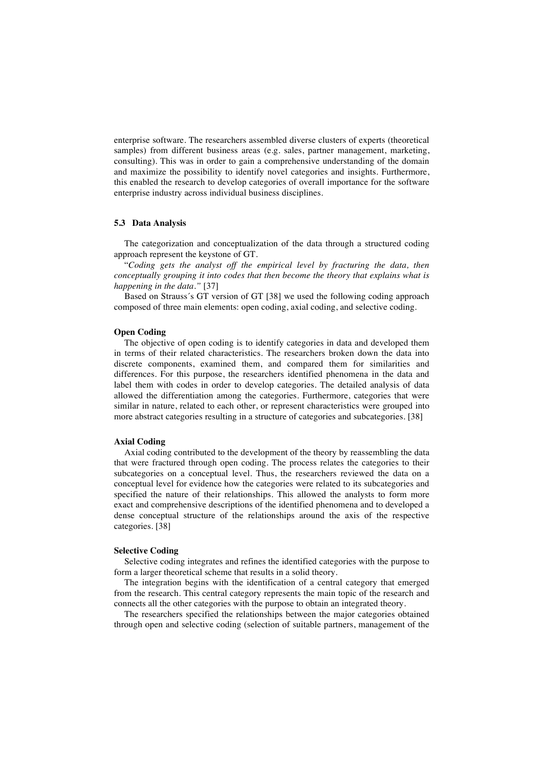enterprise software. The researchers assembled diverse clusters of experts (theoretical samples) from different business areas (e.g. sales, partner management, marketing, consulting). This was in order to gain a comprehensive understanding of the domain and maximize the possibility to identify novel categories and insights. Furthermore, this enabled the research to develop categories of overall importance for the software enterprise industry across individual business disciplines.

### 5.3 Data Analysis

The categorization and conceptualization of the data through a structured coding approach represent the keystone of GT.

"*Coding gets the analyst off the empirical level by fracturing the data, then conceptually grouping it into codes that then become the theory that explains what is happening in the data.*" [37]

Based on Strauss´s GT version of GT [38] we used the following coding approach composed of three main elements: open coding, axial coding, and selective coding.

**Open Coding**

The objective of open coding is to identify categories in data and developed them in terms of their related characteristics. The researchers broken down the data into discrete components, examined them, and compared them for similarities and differences. For this purpose, the researchers identified phenomena in the data and label them with codes in order to develop categories. The detailed analysis of data allowed the differentiation among the categories. Furthermore, categories that were similar in nature, related to each other, or represent characteristics were grouped into more abstract categories resulting in a structure of categories and subcategories. [38]

**Axial Coding**

Axial coding contributed to the development of the theory by reassembling the data that were fractured through open coding. The process relates the categories to their subcategories on a conceptual level. Thus, the researchers reviewed the data on a conceptual level for evidence how the categories were related to its subcategories and specified the nature of their relationships. This allowed the analysts to form more exact and comprehensive descriptions of the identified phenomena and to developed a dense conceptual structure of the relationships around the axis of the respective categories. [38]

**Selective Coding**

Selective coding integrates and refines the identified categories with the purpose to form a larger theoretical scheme that results in a solid theory.

The integration begins with the identification of a central category that emerged from the research. This central category represents the main topic of the research and connects all the other categories with the purpose to obtain an integrated theory.

The researchers specified the relationships between the major categories obtained through open and selective coding (selection of suitable partners, management of the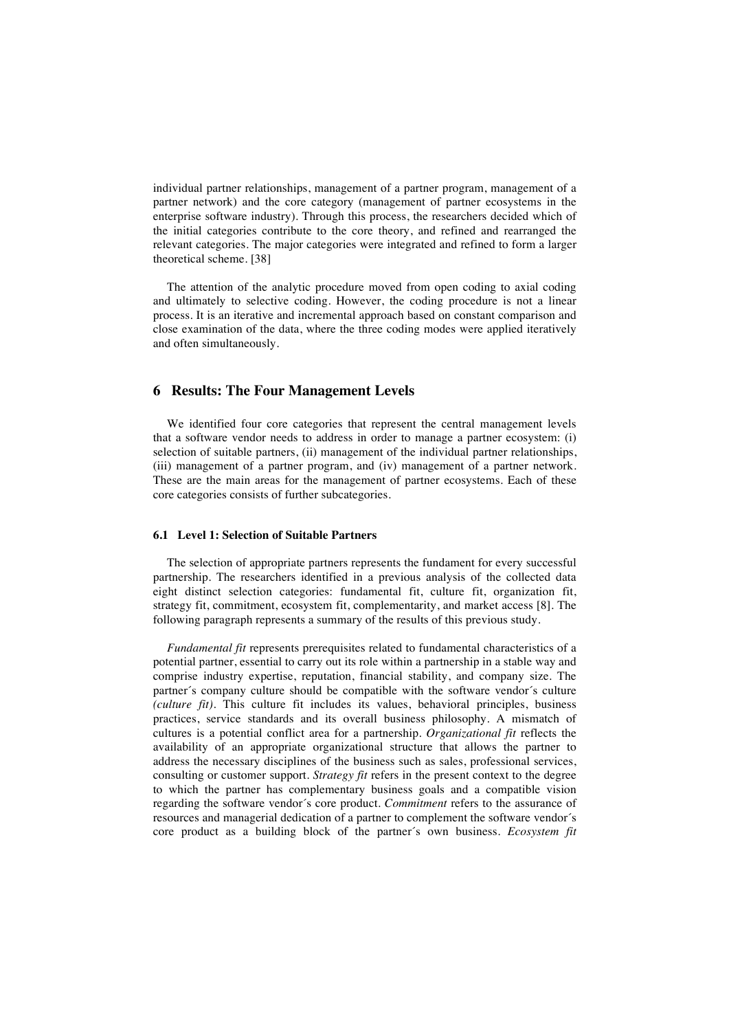individual partner relationships, management of a partner program, management of a partner network) and the core category (management of partner ecosystems in the enterprise software industry). Through this process, the researchers decided which of the initial categories contribute to the core theory, and refined and rearranged the relevant categories. The major categories were integrated and refined to form a larger theoretical scheme. [38]

The attention of the analytic procedure moved from open coding to axial coding and ultimately to selective coding. However, the coding procedure is not a linear process. It is an iterative and incremental approach based on constant comparison and close examination of the data, where the three coding modes were applied iteratively and often simultaneously.

## 6 Results: The Four Management Levels

We identified four core categories that represent the central management levels that a software vendor needs to address in order to manage a partner ecosystem: (i) selection of suitable partners, (ii) management of the individual partner relationships, (iii) management of a partner program, and (iv) management of a partner network. These are the main areas for the management of partner ecosystems. Each of these core categories consists of further subcategories.

### 6.1 Level 1: Selection of Suitable Partners

The selection of appropriate partners represents the fundament for every successful partnership. The researchers identified in a previous analysis of the collected data eight distinct selection categories: fundamental fit, culture fit, organization fit, strategy fit, commitment, ecosystem fit, complementarity, and market access [8]. The following paragraph represents a summary of the results of this previous study.

*Fundamental fit* represents prerequisites related to fundamental characteristics of a potential partner, essential to carry out its role within a partnership in a stable way and comprise industry expertise, reputation, financial stability, and company size. The partner´s company culture should be compatible with the software vendor´s culture *(culture fit)*. This culture fit includes its values, behavioral principles, business practices, service standards and its overall business philosophy. A mismatch of cultures is a potential conflict area for a partnership. *Organizational fit* reflects the availability of an appropriate organizational structure that allows the partner to address the necessary disciplines of the business such as sales, professional services, consulting or customer support. *Strategy fit* refers in the present context to the degree to which the partner has complementary business goals and a compatible vision regarding the software vendor´s core product. *Commitment* refers to the assurance of resources and managerial dedication of a partner to complement the software vendor´s core product as a building block of the partner´s own business. *Ecosystem fit*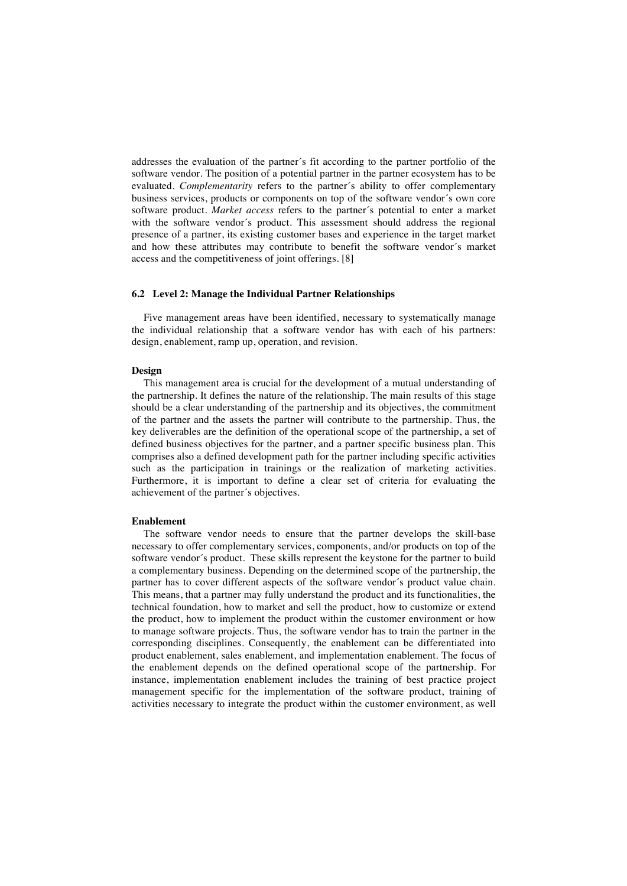addresses the evaluation of the partner´s fit according to the partner portfolio of the software vendor. The position of a potential partner in the partner ecosystem has to be evaluated. *Complementarity* refers to the partner´s ability to offer complementary business services, products or components on top of the software vendor´s own core software product. *Market access* refers to the partner´s potential to enter a market with the software vendor´s product. This assessment should address the regional presence of a partner, its existing customer bases and experience in the target market and how these attributes may contribute to benefit the software vendor´s market access and the competitiveness of joint offerings. [8]

### 6.2 Level 2: Manage the Individual Partner Relationships

Five management areas have been identified, necessary to systematically manage the individual relationship that a software vendor has with each of his partners: design, enablement, ramp up, operation, and revision.

**Design**

This management area is crucial for the development of a mutual understanding of the partnership. It defines the nature of the relationship. The main results of this stage should be a clear understanding of the partnership and its objectives, the commitment of the partner and the assets the partner will contribute to the partnership. Thus, the key deliverables are the definition of the operational scope of the partnership, a set of defined business objectives for the partner, and a partner specific business plan. This comprises also a defined development path for the partner including specific activities such as the participation in trainings or the realization of marketing activities. Furthermore, it is important to define a clear set of criteria for evaluating the achievement of the partner´s objectives.

**Enablement**

The software vendor needs to ensure that the partner develops the skill-base necessary to offer complementary services, components, and/or products on top of the software vendor´s product. These skills represent the keystone for the partner to build a complementary business. Depending on the determined scope of the partnership, the partner has to cover different aspects of the software vendor´s product value chain. This means, that a partner may fully understand the product and its functionalities, the technical foundation, how to market and sell the product, how to customize or extend the product, how to implement the product within the customer environment or how to manage software projects. Thus, the software vendor has to train the partner in the corresponding disciplines. Consequently, the enablement can be differentiated into product enablement, sales enablement, and implementation enablement. The focus of the enablement depends on the defined operational scope of the partnership. For instance, implementation enablement includes the training of best practice project management specific for the implementation of the software product, training of activities necessary to integrate the product within the customer environment, as well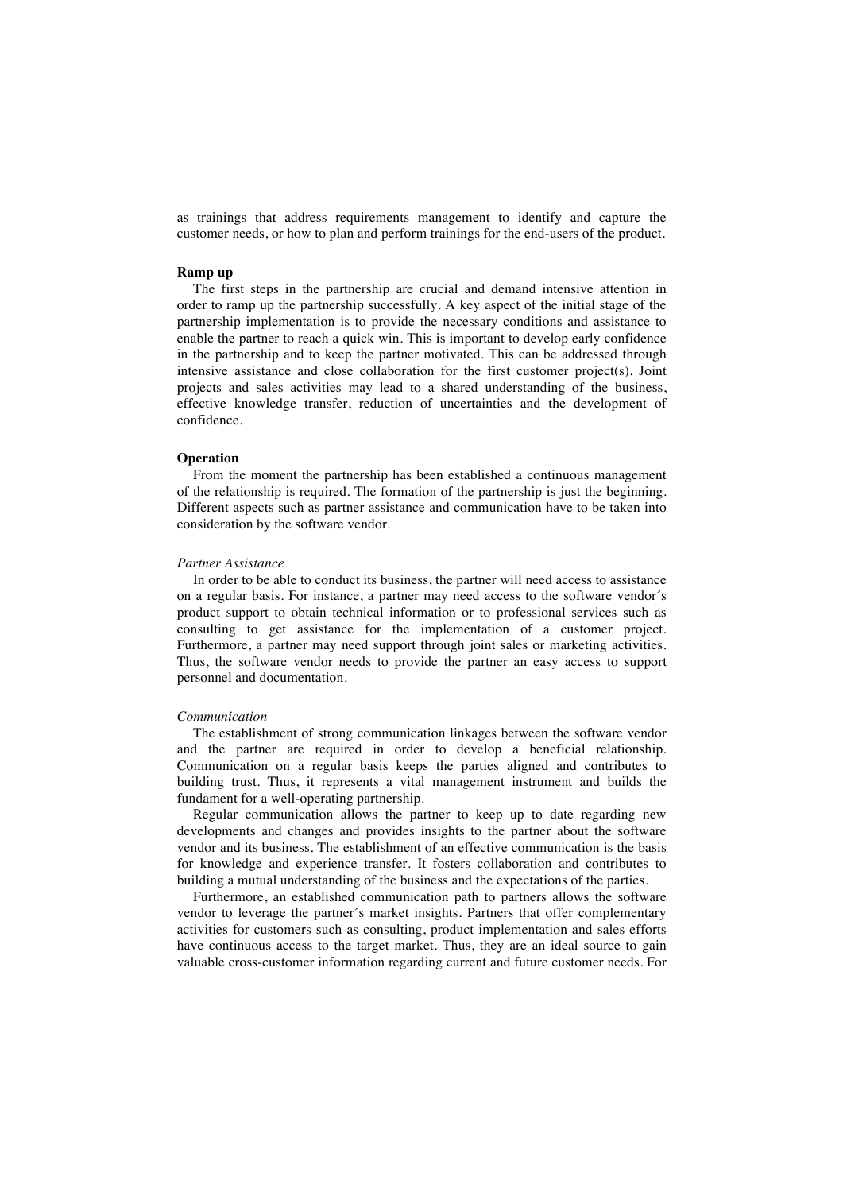as trainings that address requirements management to identify and capture the customer needs, or how to plan and perform trainings for the end-users of the product.

**Ramp up**

The first steps in the partnership are crucial and demand intensive attention in order to ramp up the partnership successfully. A key aspect of the initial stage of the partnership implementation is to provide the necessary conditions and assistance to enable the partner to reach a quick win. This is important to develop early confidence in the partnership and to keep the partner motivated. This can be addressed through intensive assistance and close collaboration for the first customer project(s). Joint projects and sales activities may lead to a shared understanding of the business, effective knowledge transfer, reduction of uncertainties and the development of confidence.

**Operation**

From the moment the partnership has been established a continuous management of the relationship is required. The formation of the partnership is just the beginning. Different aspects such as partner assistance and communication have to be taken into consideration by the software vendor.

*Partner Assistance*

In order to be able to conduct its business, the partner will need access to assistance on a regular basis. For instance, a partner may need access to the software vendor´s product support to obtain technical information or to professional services such as consulting to get assistance for the implementation of a customer project. Furthermore, a partner may need support through joint sales or marketing activities. Thus, the software vendor needs to provide the partner an easy access to support personnel and documentation.

*Communication*

The establishment of strong communication linkages between the software vendor and the partner are required in order to develop a beneficial relationship. Communication on a regular basis keeps the parties aligned and contributes to building trust. Thus, it represents a vital management instrument and builds the fundament for a well-operating partnership.

Regular communication allows the partner to keep up to date regarding new developments and changes and provides insights to the partner about the software vendor and its business. The establishment of an effective communication is the basis for knowledge and experience transfer. It fosters collaboration and contributes to building a mutual understanding of the business and the expectations of the parties.

Furthermore, an established communication path to partners allows the software vendor to leverage the partner´s market insights. Partners that offer complementary activities for customers such as consulting, product implementation and sales efforts have continuous access to the target market. Thus, they are an ideal source to gain valuable cross-customer information regarding current and future customer needs. For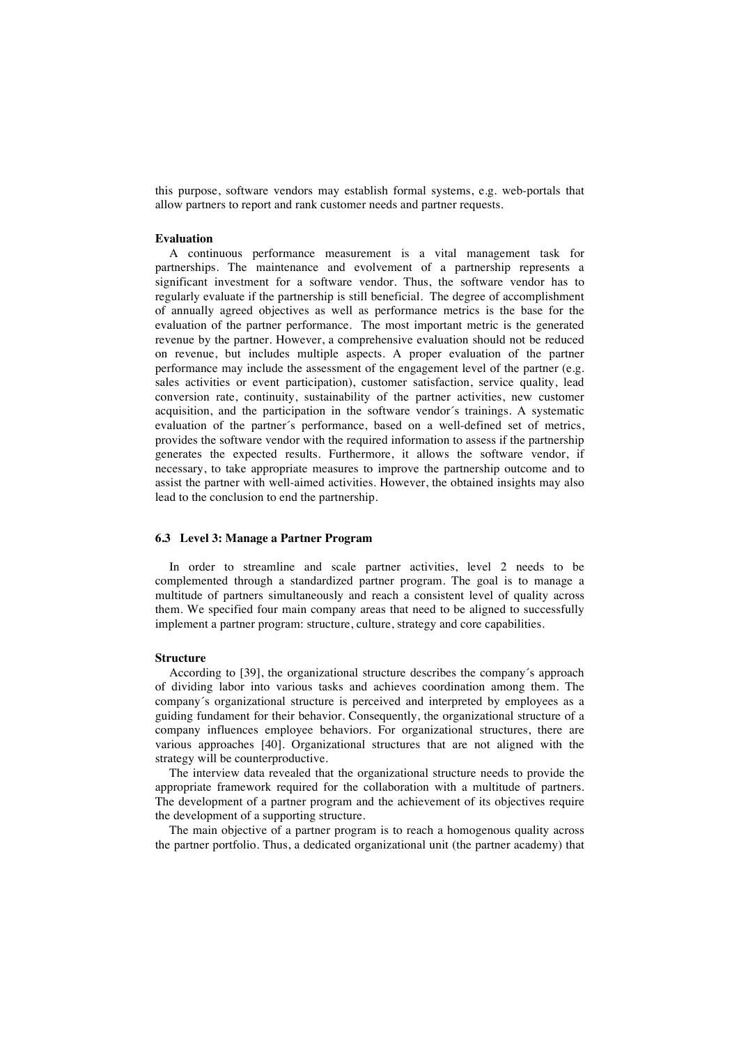this purpose, software vendors may establish formal systems, e.g. web-portals that allow partners to report and rank customer needs and partner requests.

**Evaluation**

A continuous performance measurement is a vital management task for partnerships. The maintenance and evolvement of a partnership represents a significant investment for a software vendor. Thus, the software vendor has to regularly evaluate if the partnership is still beneficial. The degree of accomplishment of annually agreed objectives as well as performance metrics is the base for the evaluation of the partner performance. The most important metric is the generated revenue by the partner. However, a comprehensive evaluation should not be reduced on revenue, but includes multiple aspects. A proper evaluation of the partner performance may include the assessment of the engagement level of the partner (e.g. sales activities or event participation), customer satisfaction, service quality, lead conversion rate, continuity, sustainability of the partner activities, new customer acquisition, and the participation in the software vendor´s trainings. A systematic evaluation of the partner´s performance, based on a well-defined set of metrics, provides the software vendor with the required information to assess if the partnership generates the expected results. Furthermore, it allows the software vendor, if necessary, to take appropriate measures to improve the partnership outcome and to assist the partner with well-aimed activities. However, the obtained insights may also lead to the conclusion to end the partnership.

### 6.3 Level 3: Manage a Partner Program

In order to streamline and scale partner activities, level 2 needs to be complemented through a standardized partner program. The goal is to manage a multitude of partners simultaneously and reach a consistent level of quality across them. We specified four main company areas that need to be aligned to successfully implement a partner program: structure, culture, strategy and core capabilities.

**Structure**

According to [39], the organizational structure describes the company´s approach of dividing labor into various tasks and achieves coordination among them. The company´s organizational structure is perceived and interpreted by employees as a guiding fundament for their behavior. Consequently, the organizational structure of a company influences employee behaviors. For organizational structures, there are various approaches [40]. Organizational structures that are not aligned with the strategy will be counterproductive.

The interview data revealed that the organizational structure needs to provide the appropriate framework required for the collaboration with a multitude of partners. The development of a partner program and the achievement of its objectives require the development of a supporting structure.

The main objective of a partner program is to reach a homogenous quality across the partner portfolio. Thus, a dedicated organizational unit (the partner academy) that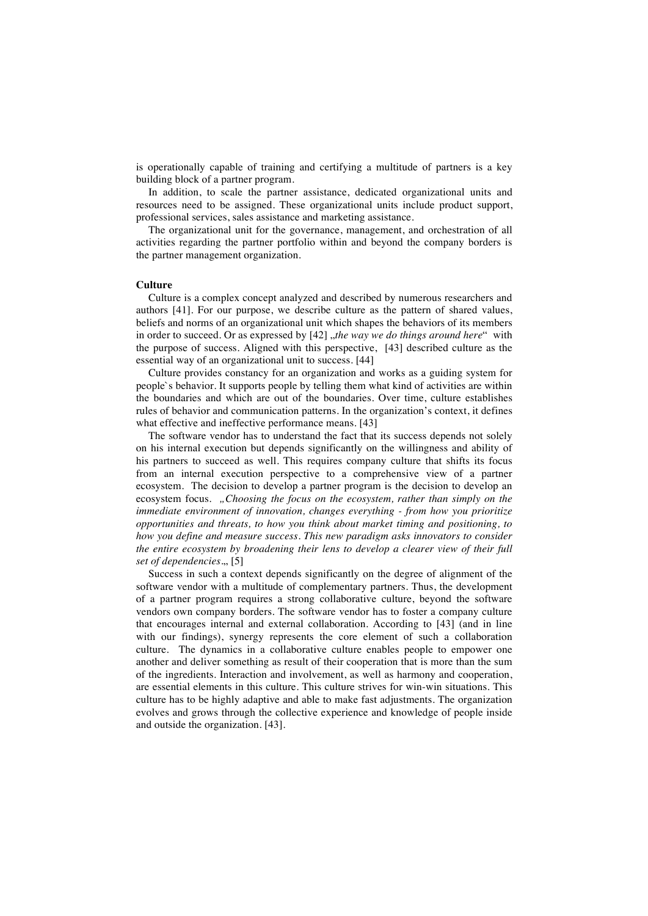is operationally capable of training and certifying a multitude of partners is a key building block of a partner program.

In addition, to scale the partner assistance, dedicated organizational units and resources need to be assigned. These organizational units include product support, professional services, sales assistance and marketing assistance.

The organizational unit for the governance, management, and orchestration of all activities regarding the partner portfolio within and beyond the company borders is the partner management organization.

**Culture**

Culture is a complex concept analyzed and described by numerous researchers and authors [41]. For our purpose, we describe culture as the pattern of shared values, beliefs and norms of an organizational unit which shapes the behaviors of its members in order to succeed. Or as expressed by [42] „*the way we do things around here*" with the purpose of success. Aligned with this perspective, [43] described culture as the essential way of an organizational unit to success. [44]

Culture provides constancy for an organization and works as a guiding system for people`s behavior. It supports people by telling them what kind of activities are within the boundaries and which are out of the boundaries. Over time, culture establishes rules of behavior and communication patterns. In the organization's context, it defines what effective and ineffective performance means. [43]

The software vendor has to understand the fact that its success depends not solely on his internal execution but depends significantly on the willingness and ability of his partners to succeed as well. This requires company culture that shifts its focus from an internal execution perspective to a comprehensive view of a partner ecosystem. The decision to develop a partner program is the decision to develop an ecosystem focus. „*Choosing the focus on the ecosystem, rather than simply on the immediate environment of innovation, changes everything - from how you prioritize opportunities and threats, to how you think about market timing and positioning, to how you define and measure success. This new paradigm asks innovators to consider the entire ecosystem by broadening their lens to develop a clearer view of their full set of dependencies*.„ [5]

Success in such a context depends significantly on the degree of alignment of the software vendor with a multitude of complementary partners. Thus, the development of a partner program requires a strong collaborative culture, beyond the software vendors own company borders. The software vendor has to foster a company culture that encourages internal and external collaboration. According to [43] (and in line with our findings), synergy represents the core element of such a collaboration culture. The dynamics in a collaborative culture enables people to empower one another and deliver something as result of their cooperation that is more than the sum of the ingredients. Interaction and involvement, as well as harmony and cooperation, are essential elements in this culture. This culture strives for win-win situations. This culture has to be highly adaptive and able to make fast adjustments. The organization evolves and grows through the collective experience and knowledge of people inside and outside the organization. [43].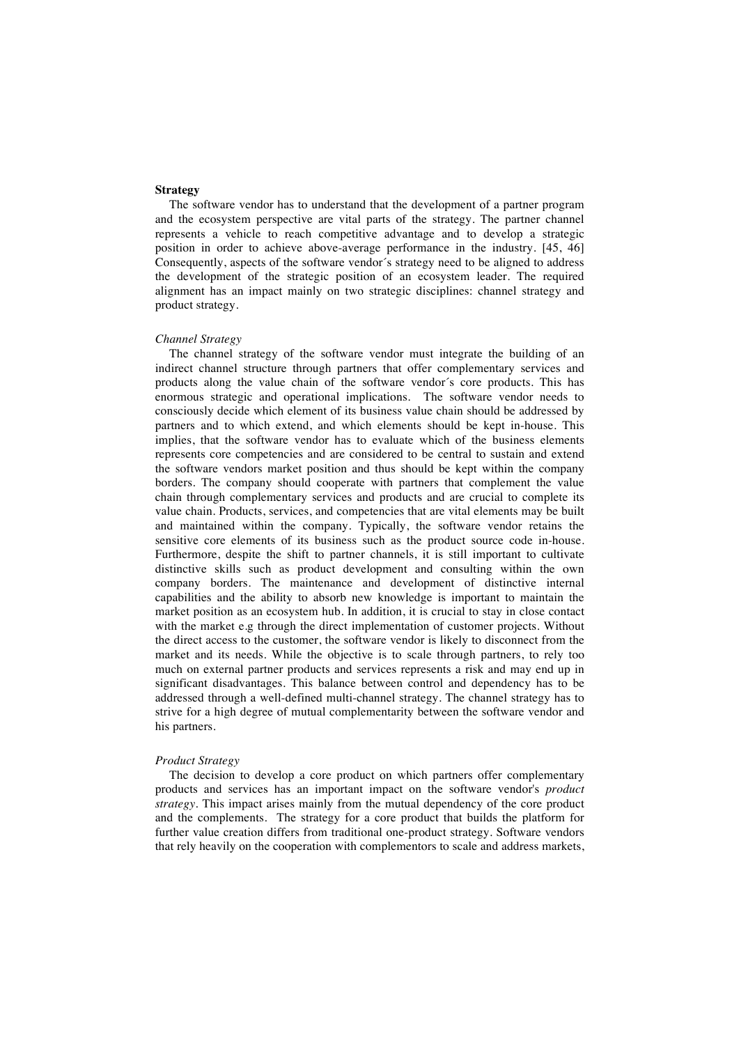**Strategy**

The software vendor has to understand that the development of a partner program and the ecosystem perspective are vital parts of the strategy. The partner channel represents a vehicle to reach competitive advantage and to develop a strategic position in order to achieve above-average performance in the industry. [45, 46] Consequently, aspects of the software vendor´s strategy need to be aligned to address the development of the strategic position of an ecosystem leader. The required alignment has an impact mainly on two strategic disciplines: channel strategy and product strategy.

*Channel Strategy*

The channel strategy of the software vendor must integrate the building of an indirect channel structure through partners that offer complementary services and products along the value chain of the software vendor´s core products. This has enormous strategic and operational implications. The software vendor needs to consciously decide which element of its business value chain should be addressed by partners and to which extend, and which elements should be kept in-house. This implies, that the software vendor has to evaluate which of the business elements represents core competencies and are considered to be central to sustain and extend the software vendors market position and thus should be kept within the company borders. The company should cooperate with partners that complement the value chain through complementary services and products and are crucial to complete its value chain. Products, services, and competencies that are vital elements may be built and maintained within the company. Typically, the software vendor retains the sensitive core elements of its business such as the product source code in-house. Furthermore, despite the shift to partner channels, it is still important to cultivate distinctive skills such as product development and consulting within the own company borders. The maintenance and development of distinctive internal capabilities and the ability to absorb new knowledge is important to maintain the market position as an ecosystem hub. In addition, it is crucial to stay in close contact with the market e.g through the direct implementation of customer projects. Without the direct access to the customer, the software vendor is likely to disconnect from the market and its needs. While the objective is to scale through partners, to rely too much on external partner products and services represents a risk and may end up in significant disadvantages. This balance between control and dependency has to be addressed through a well-defined multi-channel strategy. The channel strategy has to strive for a high degree of mutual complementarity between the software vendor and his partners.

*Product Strategy*

The decision to develop a core product on which partners offer complementary products and services has an important impact on the software vendor's *product strategy*. This impact arises mainly from the mutual dependency of the core product and the complements. The strategy for a core product that builds the platform for further value creation differs from traditional one-product strategy. Software vendors that rely heavily on the cooperation with complementors to scale and address markets,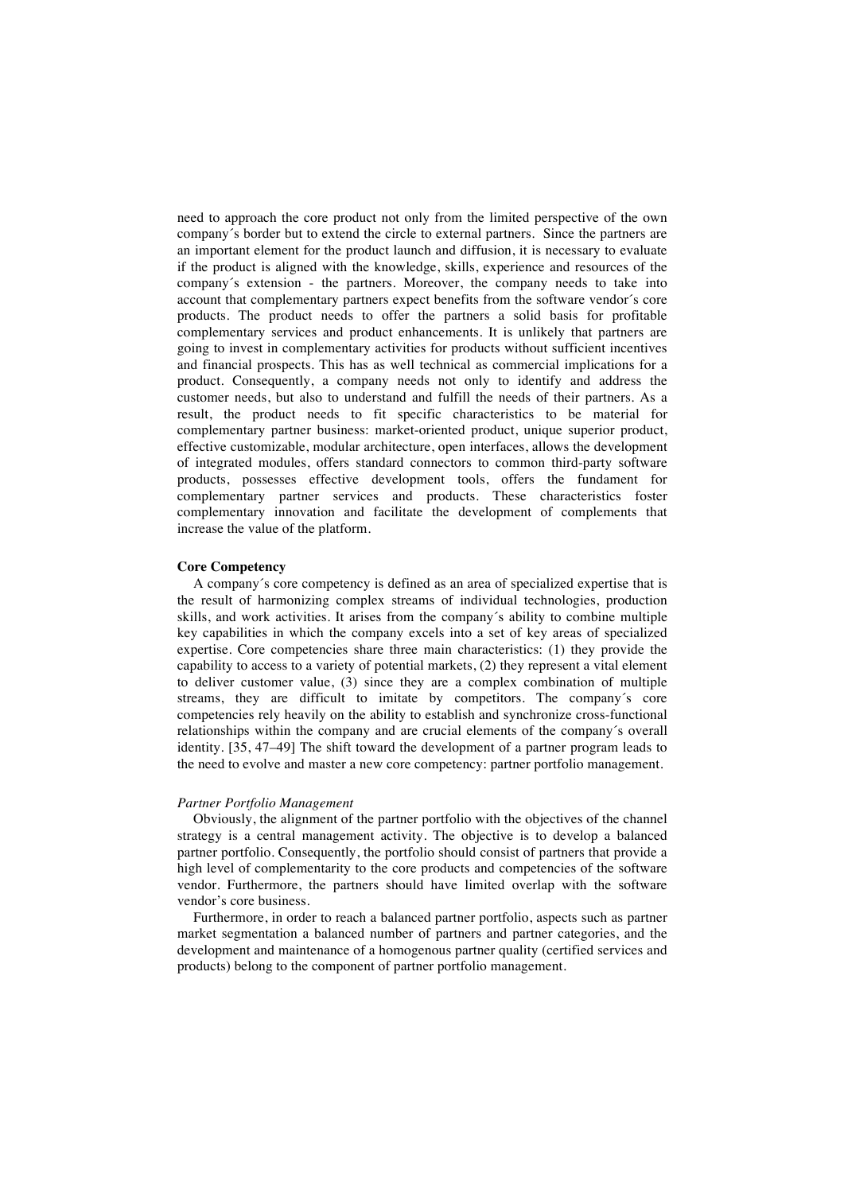need to approach the core product not only from the limited perspective of the own company´s border but to extend the circle to external partners. Since the partners are an important element for the product launch and diffusion, it is necessary to evaluate if the product is aligned with the knowledge, skills, experience and resources of the company´s extension - the partners. Moreover, the company needs to take into account that complementary partners expect benefits from the software vendor´s core products. The product needs to offer the partners a solid basis for profitable complementary services and product enhancements. It is unlikely that partners are going to invest in complementary activities for products without sufficient incentives and financial prospects. This has as well technical as commercial implications for a product. Consequently, a company needs not only to identify and address the customer needs, but also to understand and fulfill the needs of their partners. As a result, the product needs to fit specific characteristics to be material for complementary partner business: market-oriented product, unique superior product, effective customizable, modular architecture, open interfaces, allows the development of integrated modules, offers standard connectors to common third-party software products, possesses effective development tools, offers the fundament for complementary partner services and products. These characteristics foster complementary innovation and facilitate the development of complements that increase the value of the platform.

**Core Competency**

A company´s core competency is defined as an area of specialized expertise that is the result of harmonizing complex streams of individual technologies, production skills, and work activities. It arises from the company´s ability to combine multiple key capabilities in which the company excels into a set of key areas of specialized expertise. Core competencies share three main characteristics: (1) they provide the capability to access to a variety of potential markets, (2) they represent a vital element to deliver customer value, (3) since they are a complex combination of multiple streams, they are difficult to imitate by competitors. The company´s core competencies rely heavily on the ability to establish and synchronize cross-functional relationships within the company and are crucial elements of the company´s overall identity. [35, 47–49] The shift toward the development of a partner program leads to the need to evolve and master a new core competency: partner portfolio management.

*Partner Portfolio Management*

Obviously, the alignment of the partner portfolio with the objectives of the channel strategy is a central management activity. The objective is to develop a balanced partner portfolio. Consequently, the portfolio should consist of partners that provide a high level of complementarity to the core products and competencies of the software vendor. Furthermore, the partners should have limited overlap with the software vendor's core business.

Furthermore, in order to reach a balanced partner portfolio, aspects such as partner market segmentation a balanced number of partners and partner categories, and the development and maintenance of a homogenous partner quality (certified services and products) belong to the component of partner portfolio management.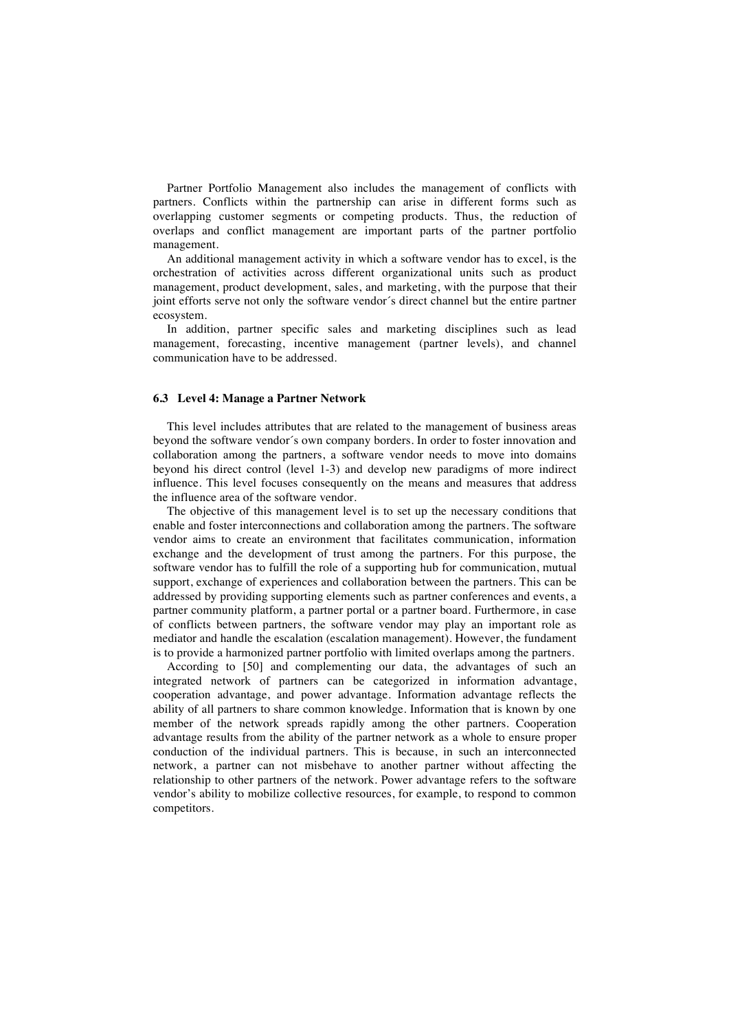Partner Portfolio Management also includes the management of conflicts with partners. Conflicts within the partnership can arise in different forms such as overlapping customer segments or competing products. Thus, the reduction of overlaps and conflict management are important parts of the partner portfolio management.

An additional management activity in which a software vendor has to excel, is the orchestration of activities across different organizational units such as product management, product development, sales, and marketing, with the purpose that their joint efforts serve not only the software vendor´s direct channel but the entire partner ecosystem.

In addition, partner specific sales and marketing disciplines such as lead management, forecasting, incentive management (partner levels), and channel communication have to be addressed.

### 6.3 Level 4: Manage a Partner Network

This level includes attributes that are related to the management of business areas beyond the software vendor´s own company borders. In order to foster innovation and collaboration among the partners, a software vendor needs to move into domains beyond his direct control (level 1-3) and develop new paradigms of more indirect influence. This level focuses consequently on the means and measures that address the influence area of the software vendor.

The objective of this management level is to set up the necessary conditions that enable and foster interconnections and collaboration among the partners. The software vendor aims to create an environment that facilitates communication, information exchange and the development of trust among the partners. For this purpose, the software vendor has to fulfill the role of a supporting hub for communication, mutual support, exchange of experiences and collaboration between the partners. This can be addressed by providing supporting elements such as partner conferences and events, a partner community platform, a partner portal or a partner board. Furthermore, in case of conflicts between partners, the software vendor may play an important role as mediator and handle the escalation (escalation management). However, the fundament is to provide a harmonized partner portfolio with limited overlaps among the partners.

According to [50] and complementing our data, the advantages of such an integrated network of partners can be categorized in information advantage, cooperation advantage, and power advantage. Information advantage reflects the ability of all partners to share common knowledge. Information that is known by one member of the network spreads rapidly among the other partners. Cooperation advantage results from the ability of the partner network as a whole to ensure proper conduction of the individual partners. This is because, in such an interconnected network, a partner can not misbehave to another partner without affecting the relationship to other partners of the network. Power advantage refers to the software vendor's ability to mobilize collective resources, for example, to respond to common competitors.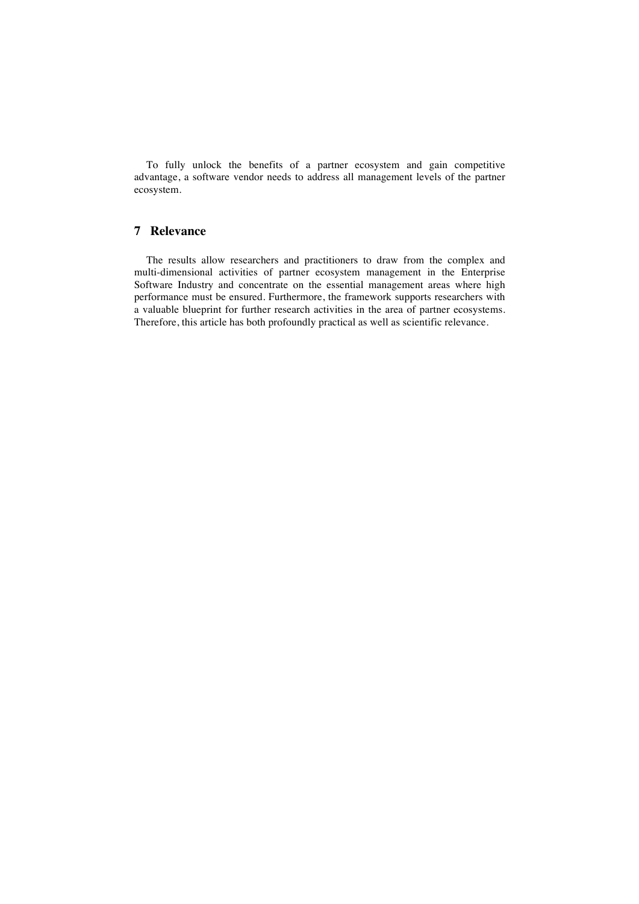To fully unlock the benefits of a partner ecosystem and gain competitive advantage, a software vendor needs to address all management levels of the partner ecosystem.

## 7 Relevance

The results allow researchers and practitioners to draw from the complex and multi-dimensional activities of partner ecosystem management in the Enterprise Software Industry and concentrate on the essential management areas where high performance must be ensured. Furthermore, the framework supports researchers with a valuable blueprint for further research activities in the area of partner ecosystems. Therefore, this article has both profoundly practical as well as scientific relevance.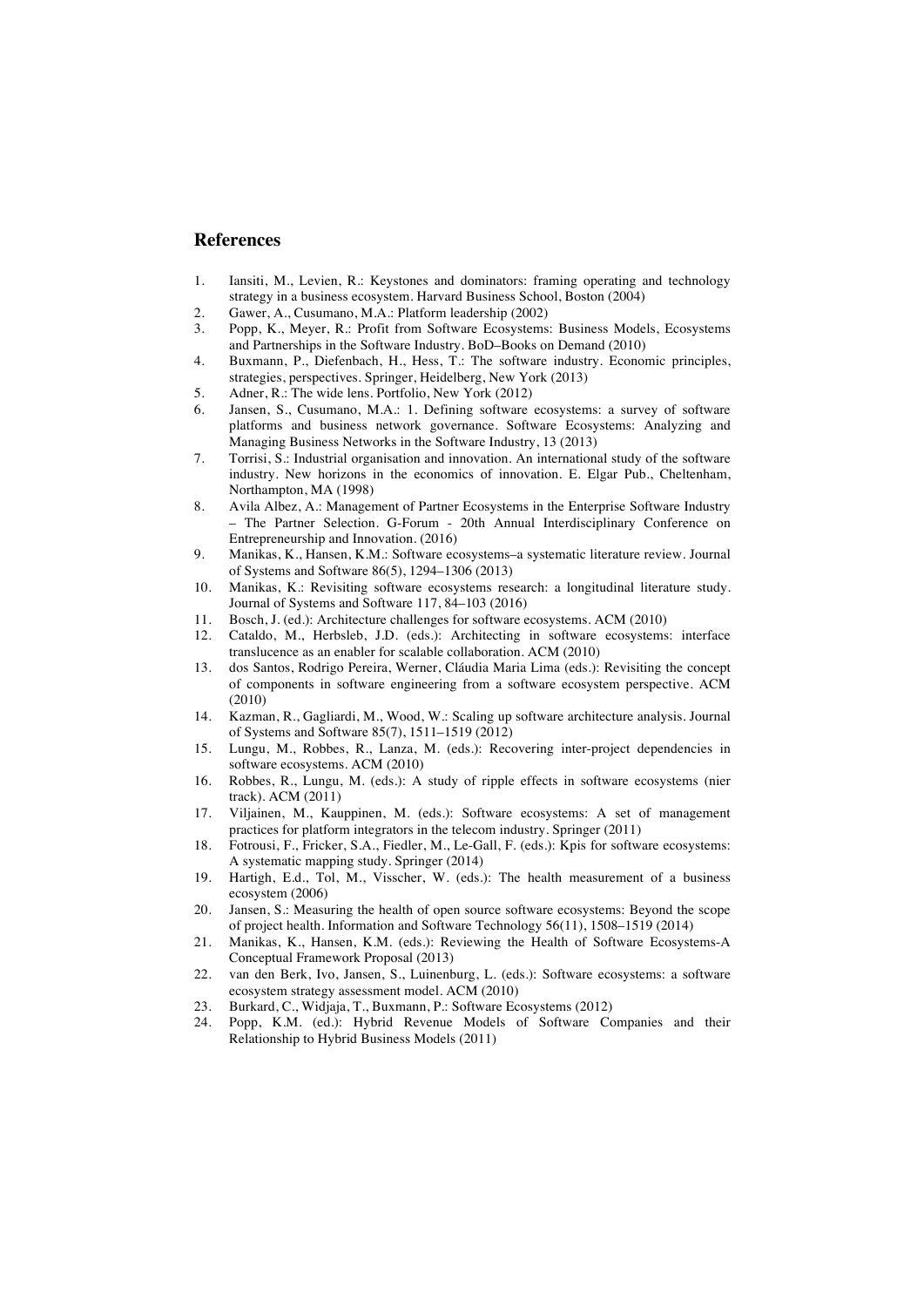## References

1. Iansiti, M., Levien, R.: Keystones and dominators: framing operating and technology strategy in a business ecosystem. Harvard Business School, Boston (2004)
2. Gawer, A., Cusumano, M.A.: Platform leadership (2002)
3. Popp, K., Meyer, R.: Profit from Software Ecosystems: Business Models, Ecosystems and Partnerships in the Software Industry. BoD–Books on Demand (2010)
4. Buxmann, P., Diefenbach, H., Hess, T.: The software industry. Economic principles, strategies, perspectives. Springer, Heidelberg, New York (2013)
5. Adner, R.: The wide lens. Portfolio, New York (2012)
6. Jansen, S., Cusumano, M.A.: 1. Defining software ecosystems: a survey of software platforms and business network governance. Software Ecosystems: Analyzing and Managing Business Networks in the Software Industry, 13 (2013)
7. Torrisi, S.: Industrial organisation and innovation. An international study of the software industry. New horizons in the economics of innovation. E. Elgar Pub., Cheltenham, Northampton, MA (1998)
8. Avila Albez, A.: Management of Partner Ecosystems in the Enterprise Software Industry – The Partner Selection. G-Forum - 20th Annual Interdisciplinary Conference on Entrepreneurship and Innovation. (2016)
9. Manikas, K., Hansen, K.M.: Software ecosystems–a systematic literature review. Journal of Systems and Software 86(5), 1294–1306 (2013)
10. Manikas, K.: Revisiting software ecosystems research: a longitudinal literature study. Journal of Systems and Software 117, 84–103 (2016)
11. Bosch, J. (ed.): Architecture challenges for software ecosystems. ACM (2010)
12. Cataldo, M., Herbsleb, J.D. (eds.): Architecting in software ecosystems: interface translucence as an enabler for scalable collaboration. ACM (2010)
13. dos Santos, Rodrigo Pereira, Werner, Cláudia Maria Lima (eds.): Revisiting the concept of components in software engineering from a software ecosystem perspective. ACM (2010)
14. Kazman, R., Gagliardi, M., Wood, W.: Scaling up software architecture analysis. Journal of Systems and Software 85(7), 1511–1519 (2012)
15. Lungu, M., Robbes, R., Lanza, M. (eds.): Recovering inter-project dependencies in software ecosystems. ACM (2010)
16. Robbes, R., Lungu, M. (eds.): A study of ripple effects in software ecosystems (nier track). ACM (2011)
17. Viljainen, M., Kauppinen, M. (eds.): Software ecosystems: A set of management practices for platform integrators in the telecom industry. Springer (2011)
18. Fotrousi, F., Fricker, S.A., Fiedler, M., Le-Gall, F. (eds.): Kpis for software ecosystems: A systematic mapping study. Springer (2014)
19. Hartigh, E.d., Tol, M., Visscher, W. (eds.): The health measurement of a business ecosystem (2006)
20. Jansen, S.: Measuring the health of open source software ecosystems: Beyond the scope of project health. Information and Software Technology 56(11), 1508–1519 (2014)
21. Manikas, K., Hansen, K.M. (eds.): Reviewing the Health of Software Ecosystems-A Conceptual Framework Proposal (2013)
22. van den Berk, Ivo, Jansen, S., Luinenburg, L. (eds.): Software ecosystems: a software ecosystem strategy assessment model. ACM (2010)
23. Burkard, C., Widjaja, T., Buxmann, P.: Software Ecosystems (2012)
24. Popp, K.M. (ed.): Hybrid Revenue Models of Software Companies and their Relationship to Hybrid Business Models (2011)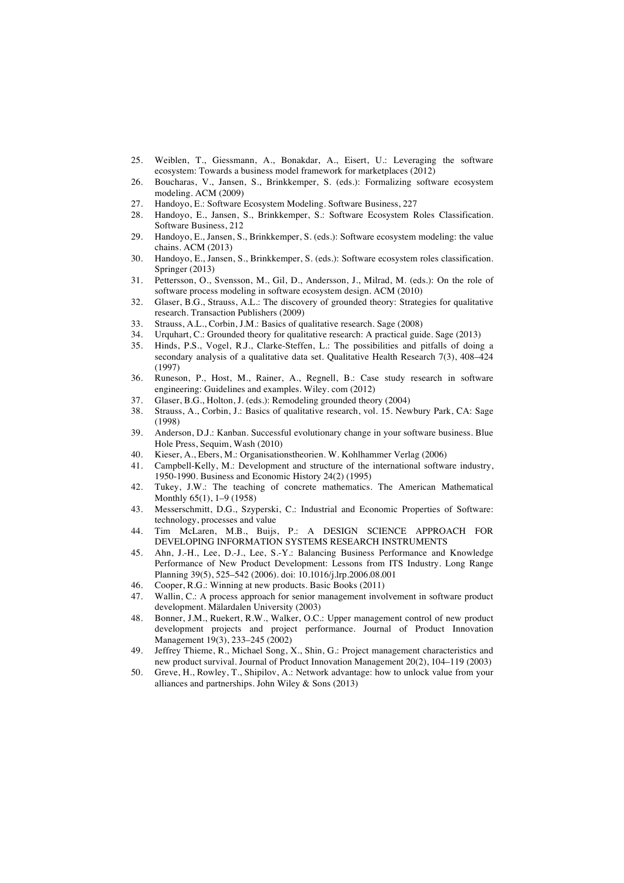25. Weiblen, T., Giessmann, A., Bonakdar, A., Eisert, U.: Leveraging the software ecosystem: Towards a business model framework for marketplaces (2012)
26. Boucharas, V., Jansen, S., Brinkkemper, S. (eds.): Formalizing software ecosystem modeling. ACM (2009)
27. Handoyo, E.: Software Ecosystem Modeling. Software Business, 227
28. Handoyo, E., Jansen, S., Brinkkemper, S.: Software Ecosystem Roles Classification. Software Business, 212
29. Handoyo, E., Jansen, S., Brinkkemper, S. (eds.): Software ecosystem modeling: the value chains. ACM (2013)
30. Handoyo, E., Jansen, S., Brinkkemper, S. (eds.): Software ecosystem roles classification. Springer (2013)
31. Pettersson, O., Svensson, M., Gil, D., Andersson, J., Milrad, M. (eds.): On the role of software process modeling in software ecosystem design. ACM (2010)
32. Glaser, B.G., Strauss, A.L.: The discovery of grounded theory: Strategies for qualitative research. Transaction Publishers (2009)
33. Strauss, A.L., Corbin, J.M.: Basics of qualitative research. Sage (2008)
34. Urquhart, C.: Grounded theory for qualitative research: A practical guide. Sage (2013)
35. Hinds, P.S., Vogel, R.J., Clarke-Steffen, L.: The possibilities and pitfalls of doing a secondary analysis of a qualitative data set. Qualitative Health Research 7(3), 408–424 (1997)
36. Runeson, P., Host, M., Rainer, A., Regnell, B.: Case study research in software engineering: Guidelines and examples. Wiley. com (2012)
37. Glaser, B.G., Holton, J. (eds.): Remodeling grounded theory (2004)
38. Strauss, A., Corbin, J.: Basics of qualitative research, vol. 15. Newbury Park, CA: Sage (1998)
39. Anderson, D.J.: Kanban. Successful evolutionary change in your software business. Blue Hole Press, Sequim, Wash (2010)
40. Kieser, A., Ebers, M.: Organisationstheorien. W. Kohlhammer Verlag (2006)
41. Campbell-Kelly, M.: Development and structure of the international software industry, 1950-1990. Business and Economic History 24(2) (1995)
42. Tukey, J.W.: The teaching of concrete mathematics. The American Mathematical Monthly 65(1), 1–9 (1958)
43. Messerschmitt, D.G., Szyperski, C.: Industrial and Economic Properties of Software: technology, processes and value
44. Tim McLaren, M.B., Buijs, P.: A DESIGN SCIENCE APPROACH FOR DEVELOPING INFORMATION SYSTEMS RESEARCH INSTRUMENTS
45. Ahn, J.-H., Lee, D.-J., Lee, S.-Y.: Balancing Business Performance and Knowledge Performance of New Product Development: Lessons from ITS Industry. Long Range Planning 39(5), 525–542 (2006). doi: 10.1016/j.lrp.2006.08.001
46. Cooper, R.G.: Winning at new products. Basic Books (2011)
47. Wallin, C.: A process approach for senior management involvement in software product development. Mälardalen University (2003)
48. Bonner, J.M., Ruekert, R.W., Walker, O.C.: Upper management control of new product development projects and project performance. Journal of Product Innovation Management 19(3), 233–245 (2002)
49. Jeffrey Thieme, R., Michael Song, X., Shin, G.: Project management characteristics and new product survival. Journal of Product Innovation Management 20(2), 104–119 (2003)
50. Greve, H., Rowley, T., Shipilov, A.: Network advantage: how to unlock value from your alliances and partnerships. John Wiley & Sons (2013)